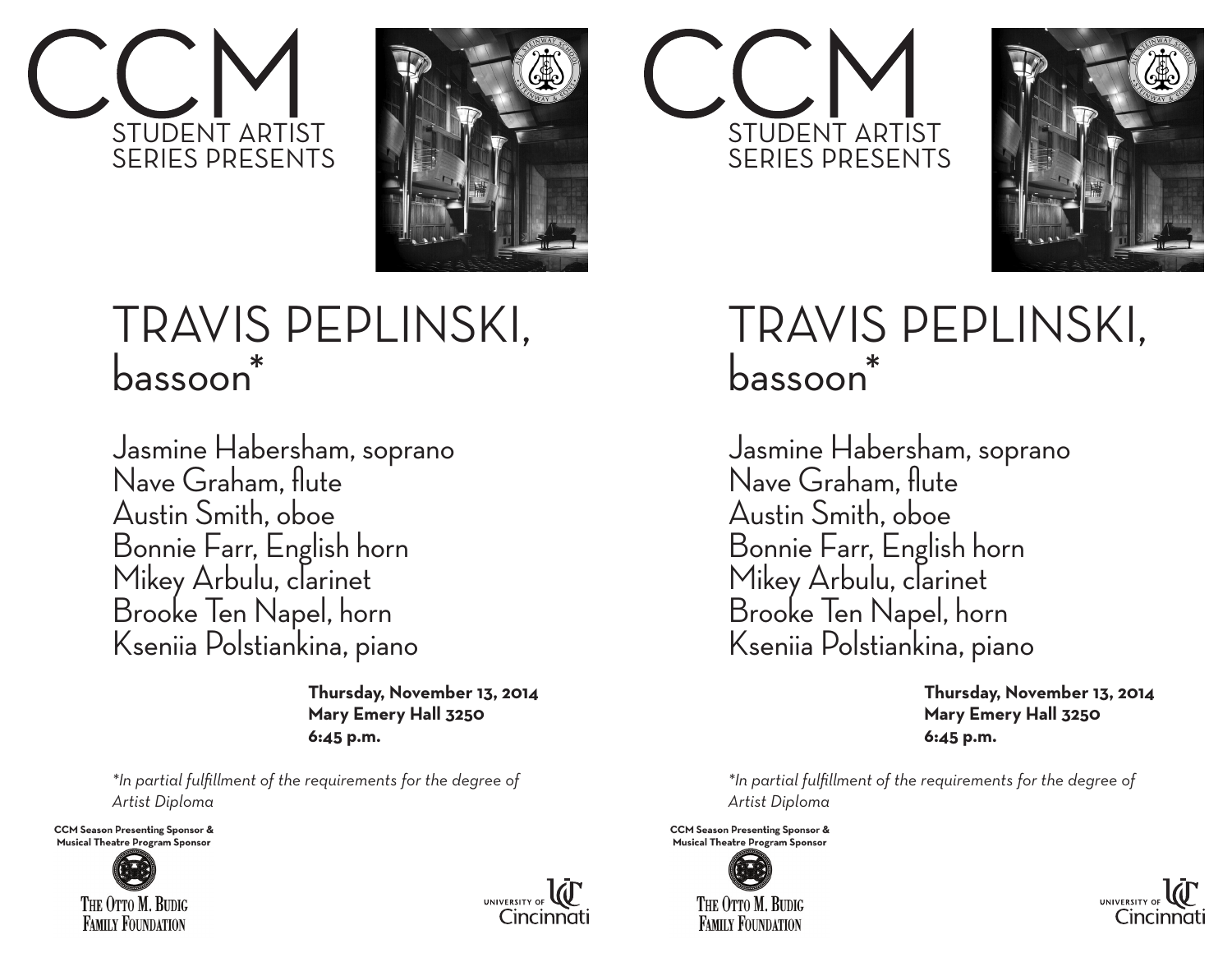# CCM

STUDENT ARTIST
SERIES PRESENTS

## TRAVIS PEPLINSKI,
bassoon*

Jasmine Habersham, soprano
Nave Graham, flute
Austin Smith, oboe
Bonnie Farr, English horn
Mikey Arbulu, clarinet
Brooke Ten Napel, horn
Kseniia Polstiankina, piano

**Thursday, November 13, 2014**
**Mary Emery Hall 3250**
**6:45 p.m.**

*\*In partial fulfillment of the requirements for the degree of Artist Diploma*

**CCM Season Presenting Sponsor & Musical Theatre Program Sponsor**

THE OTTO M. BUDIG FAMILY FOUNDATION

UNIVERSITY OF Cincinnati

# CCM

STUDENT ARTIST
SERIES PRESENTS

## TRAVIS PEPLINSKI,
bassoon*

Jasmine Habersham, soprano
Nave Graham, flute
Austin Smith, oboe
Bonnie Farr, English horn
Mikey Arbulu, clarinet
Brooke Ten Napel, horn
Kseniia Polstiankina, piano

**Thursday, November 13, 2014**
**Mary Emery Hall 3250**
**6:45 p.m.**

*\*In partial fulfillment of the requirements for the degree of Artist Diploma*

**CCM Season Presenting Sponsor & Musical Theatre Program Sponsor**

THE OTTO M. BUDIG FAMILY FOUNDATION

UNIVERSITY OF Cincinnati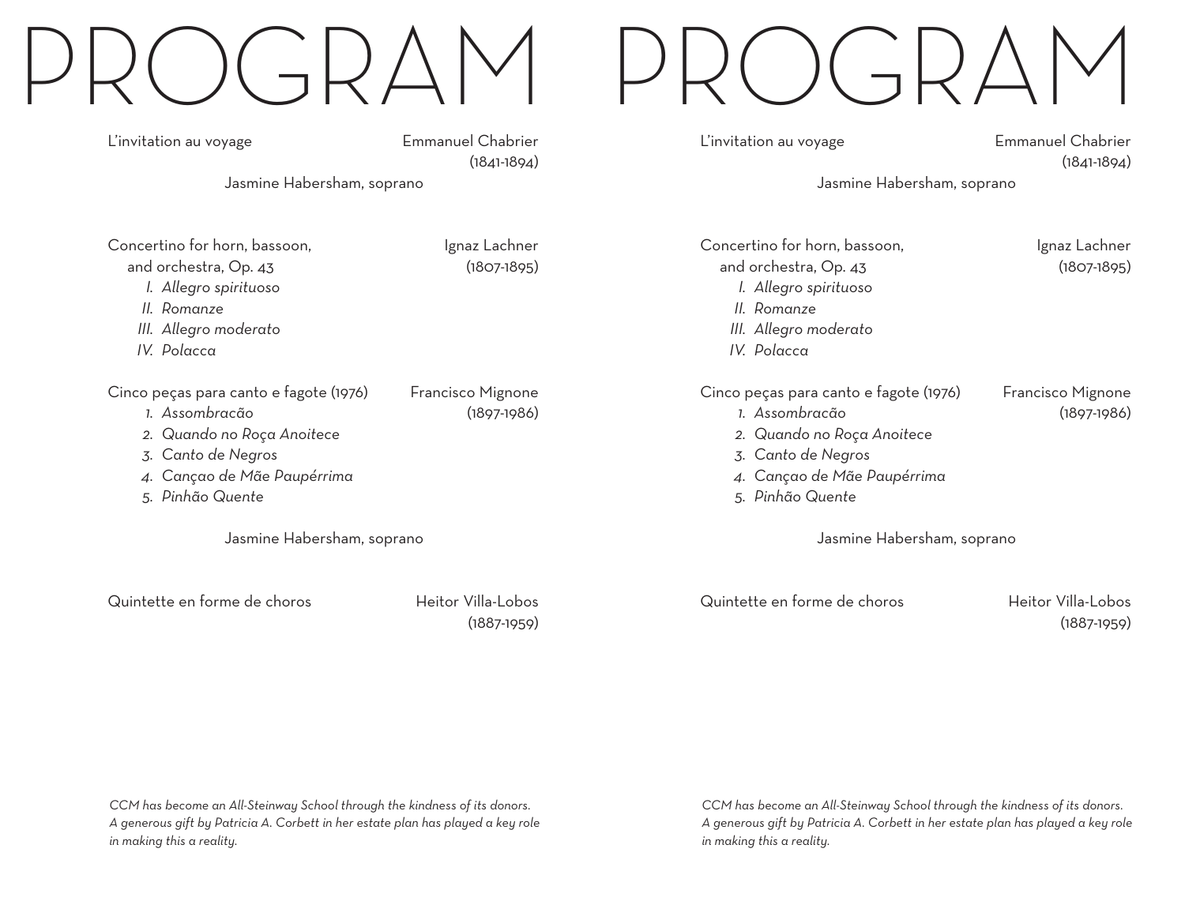# PROGRAM

L'invitation au voyage — Emmanuel Chabrier (1841-1894)

Jasmine Habersham, soprano

Concertino for horn, bassoon, and orchestra, Op. 43 — Ignaz Lachner (1807-1895)

- I. *Allegro spirituoso*
- II. *Romanze*
- III. *Allegro moderato*
- IV. *Polacca*

Cinco peças para canto e fagote (1976) — Francisco Mignone (1897-1986)

1. *Assombracão*
2. *Quando no Roça Anoitece*
3. *Canto de Negros*
4. *Cançao de Mãe Paupérrima*
5. *Pinhão Quente*

Jasmine Habersham, soprano

Quintette en forme de choros — Heitor Villa-Lobos (1887-1959)

*CCM has become an All-Steinway School through the kindness of its donors. A generous gift by Patricia A. Corbett in her estate plan has played a key role in making this a reality.*

# PROGRAM

L'invitation au voyage — Emmanuel Chabrier (1841-1894)

Jasmine Habersham, soprano

Concertino for horn, bassoon, and orchestra, Op. 43 — Ignaz Lachner (1807-1895)

- I. *Allegro spirituoso*
- II. *Romanze*
- III. *Allegro moderato*
- IV. *Polacca*

Cinco peças para canto e fagote (1976) — Francisco Mignone (1897-1986)

1. *Assombracão*
2. *Quando no Roça Anoitece*
3. *Canto de Negros*
4. *Cançao de Mãe Paupérrima*
5. *Pinhão Quente*

Jasmine Habersham, soprano

Quintette en forme de choros — Heitor Villa-Lobos (1887-1959)

*CCM has become an All-Steinway School through the kindness of its donors. A generous gift by Patricia A. Corbett in her estate plan has played a key role in making this a reality.*